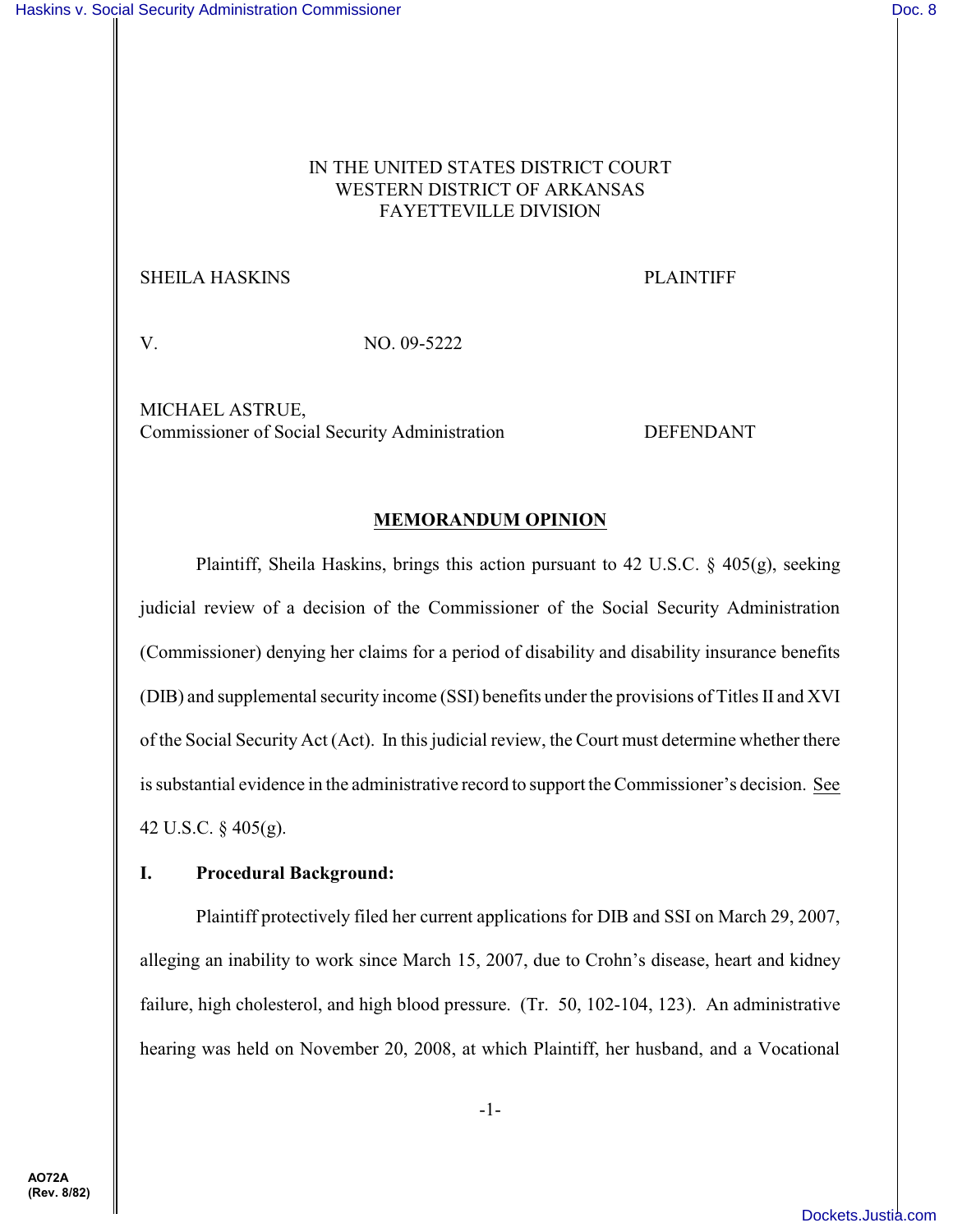IN THE UNITED STATES DISTRICT COURT
WESTERN DISTRICT OF ARKANSAS
FAYETTEVILLE DIVISION

SHEILA HASKINS PLAINTIFF

V. NO. 09-5222

MICHAEL ASTRUE,
Commissioner of Social Security Administration DEFENDANT

## MEMORANDUM OPINION

Plaintiff, Sheila Haskins, brings this action pursuant to 42 U.S.C. § 405(g), seeking judicial review of a decision of the Commissioner of the Social Security Administration (Commissioner) denying her claims for a period of disability and disability insurance benefits (DIB) and supplemental security income (SSI) benefits under the provisions of Titles II and XVI of the Social Security Act (Act). In this judicial review, the Court must determine whether there is substantial evidence in the administrative record to support the Commissioner's decision. See 42 U.S.C. § 405(g).

### I. Procedural Background:

Plaintiff protectively filed her current applications for DIB and SSI on March 29, 2007, alleging an inability to work since March 15, 2007, due to Crohn's disease, heart and kidney failure, high cholesterol, and high blood pressure. (Tr. 50, 102-104, 123). An administrative hearing was held on November 20, 2008, at which Plaintiff, her husband, and a Vocational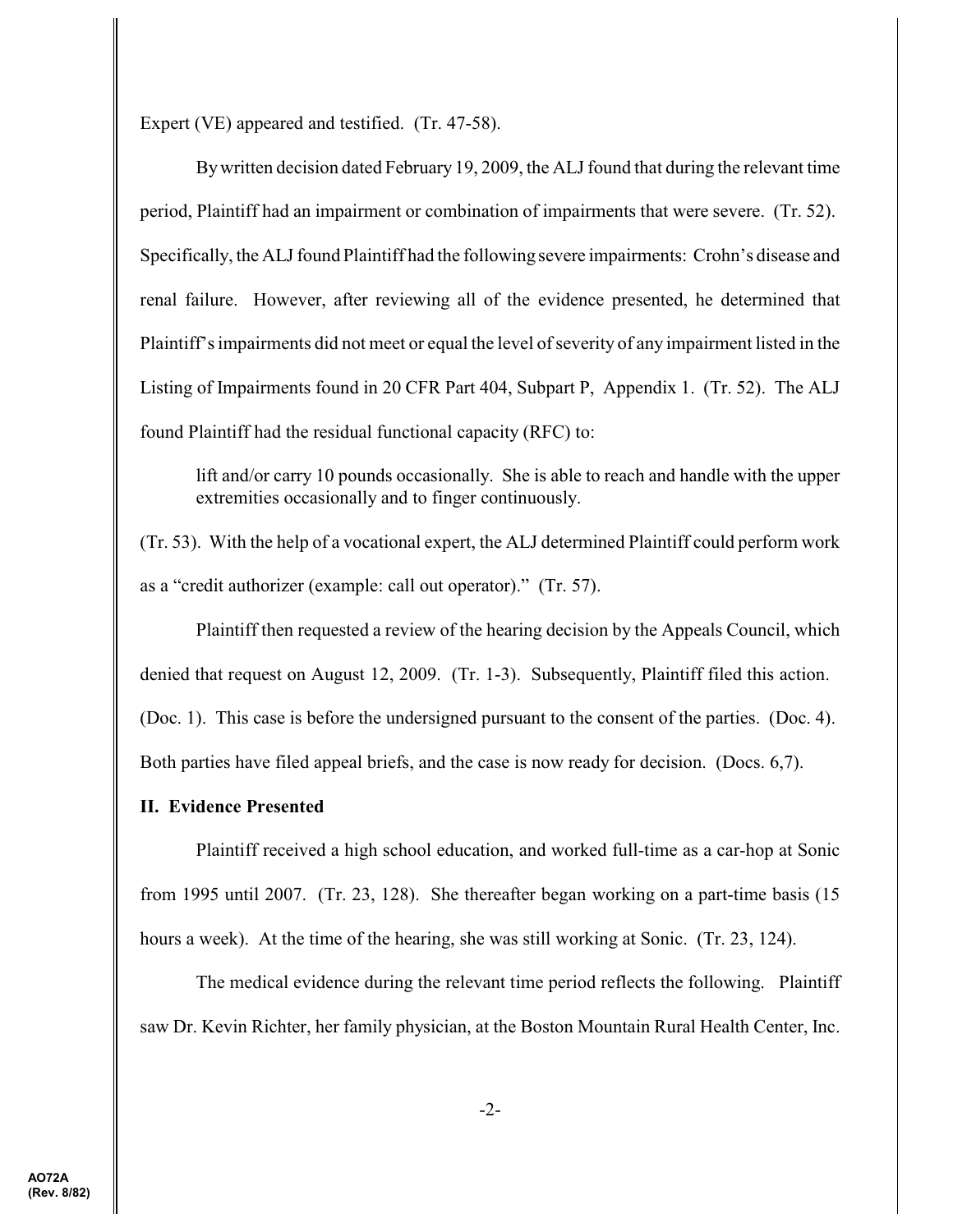Expert (VE) appeared and testified. (Tr. 47-58).

By written decision dated February 19, 2009, the ALJ found that during the relevant time period, Plaintiff had an impairment or combination of impairments that were severe. (Tr. 52). Specifically, the ALJ found Plaintiff had the following severe impairments: Crohn's disease and renal failure. However, after reviewing all of the evidence presented, he determined that Plaintiff's impairments did not meet or equal the level of severity of any impairment listed in the Listing of Impairments found in 20 CFR Part 404, Subpart P, Appendix 1. (Tr. 52). The ALJ found Plaintiff had the residual functional capacity (RFC) to:

> lift and/or carry 10 pounds occasionally. She is able to reach and handle with the upper extremities occasionally and to finger continuously.

(Tr. 53). With the help of a vocational expert, the ALJ determined Plaintiff could perform work as a "credit authorizer (example: call out operator)." (Tr. 57).

Plaintiff then requested a review of the hearing decision by the Appeals Council, which denied that request on August 12, 2009. (Tr. 1-3). Subsequently, Plaintiff filed this action. (Doc. 1). This case is before the undersigned pursuant to the consent of the parties. (Doc. 4). Both parties have filed appeal briefs, and the case is now ready for decision. (Docs. 6,7).

**II. Evidence Presented**

Plaintiff received a high school education, and worked full-time as a car-hop at Sonic from 1995 until 2007. (Tr. 23, 128). She thereafter began working on a part-time basis (15 hours a week). At the time of the hearing, she was still working at Sonic. (Tr. 23, 124).

The medical evidence during the relevant time period reflects the following. Plaintiff saw Dr. Kevin Richter, her family physician, at the Boston Mountain Rural Health Center, Inc.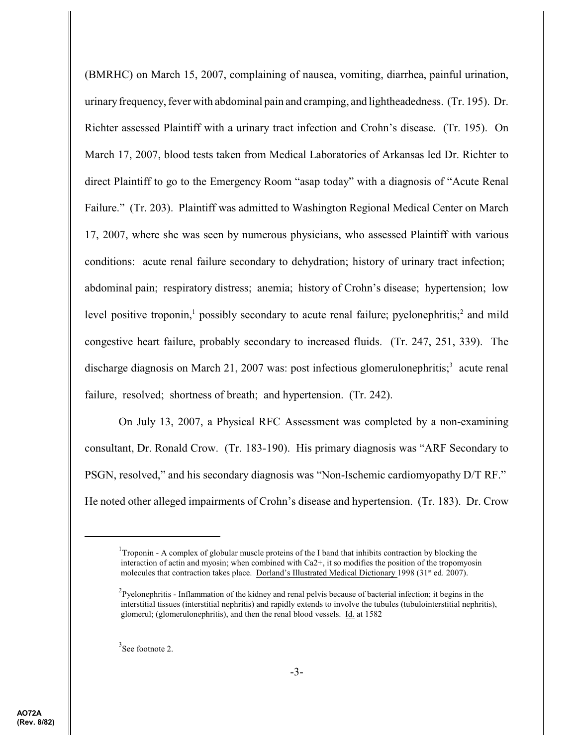(BMRHC) on March 15, 2007, complaining of nausea, vomiting, diarrhea, painful urination, urinary frequency, fever with abdominal pain and cramping, and lightheadedness. (Tr. 195). Dr. Richter assessed Plaintiff with a urinary tract infection and Crohn's disease. (Tr. 195). On March 17, 2007, blood tests taken from Medical Laboratories of Arkansas led Dr. Richter to direct Plaintiff to go to the Emergency Room "asap today" with a diagnosis of "Acute Renal Failure." (Tr. 203). Plaintiff was admitted to Washington Regional Medical Center on March 17, 2007, where she was seen by numerous physicians, who assessed Plaintiff with various conditions: acute renal failure secondary to dehydration; history of urinary tract infection; abdominal pain; respiratory distress; anemia; history of Crohn's disease; hypertension; low level positive troponin,[1] possibly secondary to acute renal failure; pyelonephritis;[2] and mild congestive heart failure, probably secondary to increased fluids. (Tr. 247, 251, 339). The discharge diagnosis on March 21, 2007 was: post infectious glomerulonephritis;[3] acute renal failure, resolved; shortness of breath; and hypertension. (Tr. 242).

On July 13, 2007, a Physical RFC Assessment was completed by a non-examining consultant, Dr. Ronald Crow. (Tr. 183-190). His primary diagnosis was "ARF Secondary to PSGN, resolved," and his secondary diagnosis was "Non-Ischemic cardiomyopathy D/T RF." He noted other alleged impairments of Crohn's disease and hypertension. (Tr. 183). Dr. Crow

---

[1]Troponin - A complex of globular muscle proteins of the I band that inhibits contraction by blocking the interaction of actin and myosin; when combined with $Ca2+$, it so modifies the position of the tropomyosin molecules that contraction takes place. Dorland's Illustrated Medical Dictionary 1998 (31st ed. 2007).

[2]Pyelonephritis - Inflammation of the kidney and renal pelvis because of bacterial infection; it begins in the interstitial tissues (interstitial nephritis) and rapidly extends to involve the tubules (tubulointerstitial nephritis), glomerul; (glomerulonephritis), and then the renal blood vessels. Id. at 1582

[3]See footnote 2.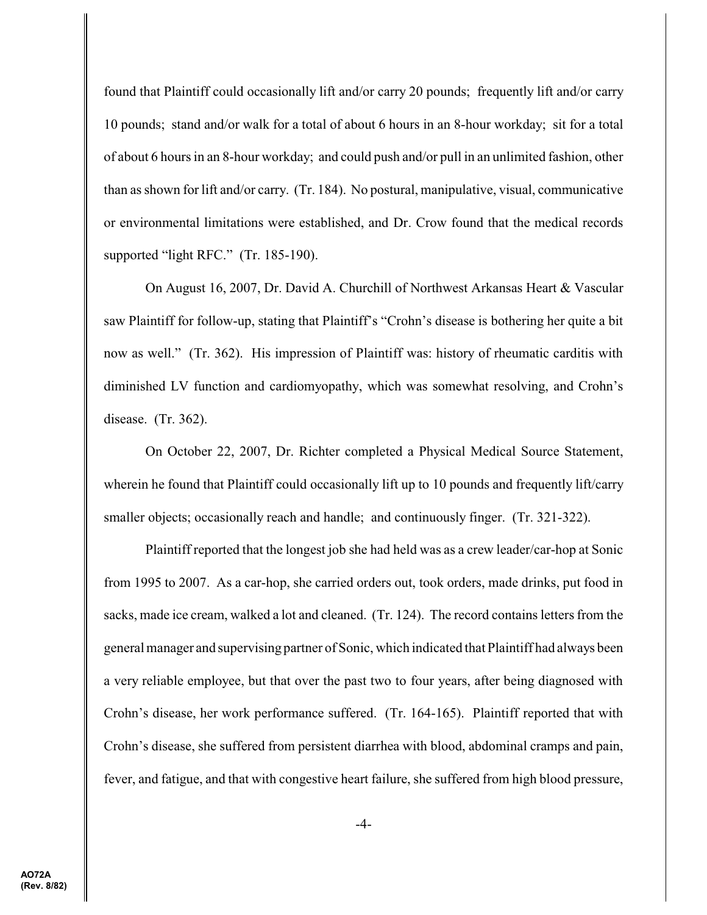found that Plaintiff could occasionally lift and/or carry 20 pounds; frequently lift and/or carry 10 pounds; stand and/or walk for a total of about 6 hours in an 8-hour workday; sit for a total of about 6 hours in an 8-hour workday; and could push and/or pull in an unlimited fashion, other than as shown for lift and/or carry. (Tr. 184). No postural, manipulative, visual, communicative or environmental limitations were established, and Dr. Crow found that the medical records supported "light RFC." (Tr. 185-190).

On August 16, 2007, Dr. David A. Churchill of Northwest Arkansas Heart & Vascular saw Plaintiff for follow-up, stating that Plaintiff's "Crohn's disease is bothering her quite a bit now as well." (Tr. 362). His impression of Plaintiff was: history of rheumatic carditis with diminished LV function and cardiomyopathy, which was somewhat resolving, and Crohn's disease. (Tr. 362).

On October 22, 2007, Dr. Richter completed a Physical Medical Source Statement, wherein he found that Plaintiff could occasionally lift up to 10 pounds and frequently lift/carry smaller objects; occasionally reach and handle; and continuously finger. (Tr. 321-322).

Plaintiff reported that the longest job she had held was as a crew leader/car-hop at Sonic from 1995 to 2007. As a car-hop, she carried orders out, took orders, made drinks, put food in sacks, made ice cream, walked a lot and cleaned. (Tr. 124). The record contains letters from the general manager and supervising partner of Sonic, which indicated that Plaintiff had always been a very reliable employee, but that over the past two to four years, after being diagnosed with Crohn's disease, her work performance suffered. (Tr. 164-165). Plaintiff reported that with Crohn's disease, she suffered from persistent diarrhea with blood, abdominal cramps and pain, fever, and fatigue, and that with congestive heart failure, she suffered from high blood pressure,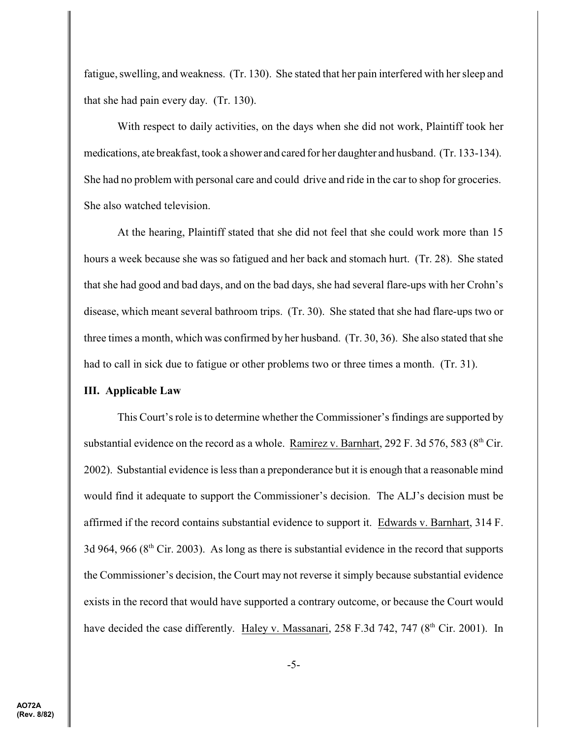fatigue, swelling, and weakness. (Tr. 130). She stated that her pain interfered with her sleep and that she had pain every day. (Tr. 130).

With respect to daily activities, on the days when she did not work, Plaintiff took her medications, ate breakfast, took a shower and cared for her daughter and husband. (Tr. 133-134). She had no problem with personal care and could drive and ride in the car to shop for groceries. She also watched television.

At the hearing, Plaintiff stated that she did not feel that she could work more than 15 hours a week because she was so fatigued and her back and stomach hurt. (Tr. 28). She stated that she had good and bad days, and on the bad days, she had several flare-ups with her Crohn's disease, which meant several bathroom trips. (Tr. 30). She stated that she had flare-ups two or three times a month, which was confirmed by her husband. (Tr. 30, 36). She also stated that she had to call in sick due to fatigue or other problems two or three times a month. (Tr. 31).

**III. Applicable Law**

This Court's role is to determine whether the Commissioner's findings are supported by substantial evidence on the record as a whole. Ramirez v. Barnhart, 292 F. 3d 576, 583 (8th Cir. 2002). Substantial evidence is less than a preponderance but it is enough that a reasonable mind would find it adequate to support the Commissioner's decision. The ALJ's decision must be affirmed if the record contains substantial evidence to support it. Edwards v. Barnhart, 314 F. 3d 964, 966 (8th Cir. 2003). As long as there is substantial evidence in the record that supports the Commissioner's decision, the Court may not reverse it simply because substantial evidence exists in the record that would have supported a contrary outcome, or because the Court would have decided the case differently. Haley v. Massanari, 258 F.3d 742, 747 (8th Cir. 2001). In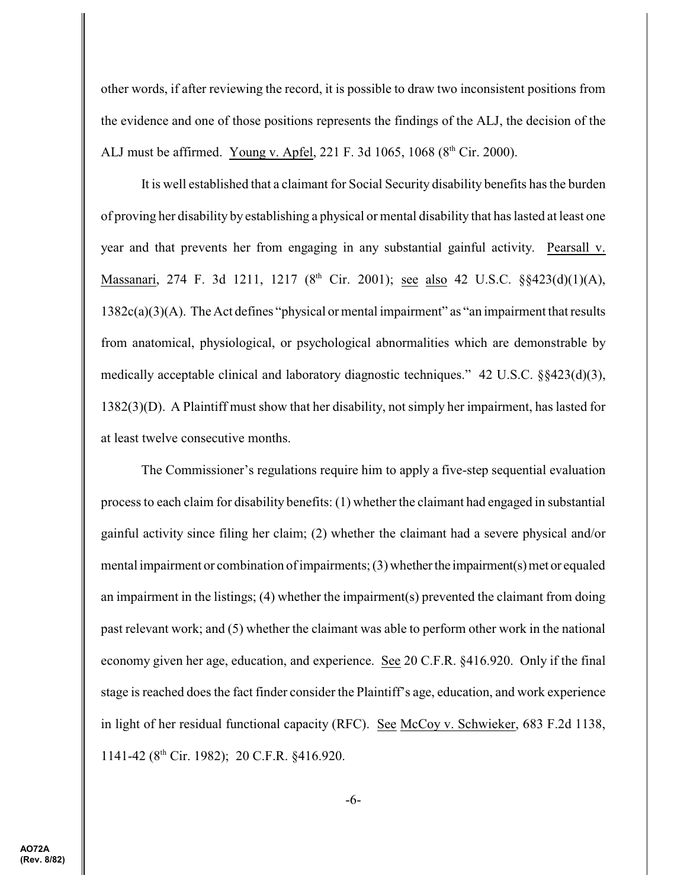other words, if after reviewing the record, it is possible to draw two inconsistent positions from the evidence and one of those positions represents the findings of the ALJ, the decision of the ALJ must be affirmed. Young v. Apfel, 221 F. 3d 1065, 1068 (8th Cir. 2000).

It is well established that a claimant for Social Security disability benefits has the burden of proving her disability by establishing a physical or mental disability that has lasted at least one year and that prevents her from engaging in any substantial gainful activity. Pearsall v. Massanari, 274 F. 3d 1211, 1217 (8th Cir. 2001); see also 42 U.S.C. §§423(d)(1)(A), 1382c(a)(3)(A). The Act defines "physical or mental impairment" as "an impairment that results from anatomical, physiological, or psychological abnormalities which are demonstrable by medically acceptable clinical and laboratory diagnostic techniques." 42 U.S.C. §§423(d)(3), 1382(3)(D). A Plaintiff must show that her disability, not simply her impairment, has lasted for at least twelve consecutive months.

The Commissioner's regulations require him to apply a five-step sequential evaluation process to each claim for disability benefits: (1) whether the claimant had engaged in substantial gainful activity since filing her claim; (2) whether the claimant had a severe physical and/or mental impairment or combination of impairments; (3) whether the impairment(s) met or equaled an impairment in the listings; (4) whether the impairment(s) prevented the claimant from doing past relevant work; and (5) whether the claimant was able to perform other work in the national economy given her age, education, and experience. See 20 C.F.R. §416.920. Only if the final stage is reached does the fact finder consider the Plaintiff's age, education, and work experience in light of her residual functional capacity (RFC). See McCoy v. Schwieker, 683 F.2d 1138, 1141-42 (8th Cir. 1982); 20 C.F.R. §416.920.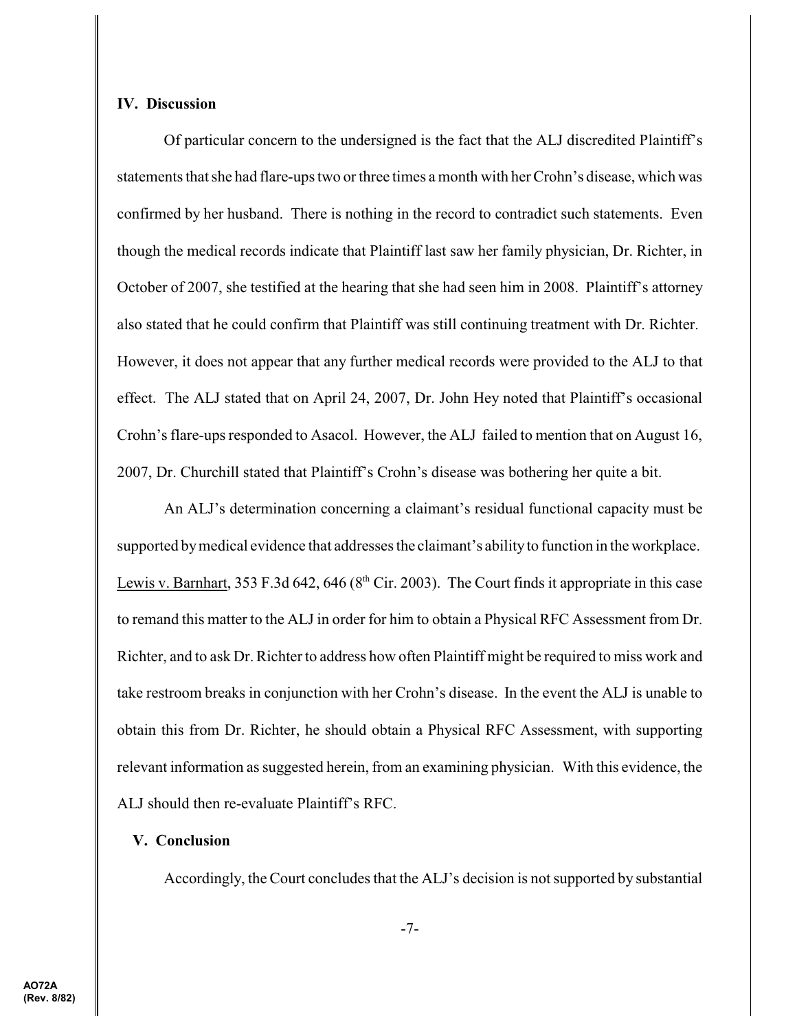## IV. Discussion

Of particular concern to the undersigned is the fact that the ALJ discredited Plaintiff's statements that she had flare-ups two or three times a month with her Crohn's disease, which was confirmed by her husband. There is nothing in the record to contradict such statements. Even though the medical records indicate that Plaintiff last saw her family physician, Dr. Richter, in October of 2007, she testified at the hearing that she had seen him in 2008. Plaintiff's attorney also stated that he could confirm that Plaintiff was still continuing treatment with Dr. Richter. However, it does not appear that any further medical records were provided to the ALJ to that effect. The ALJ stated that on April 24, 2007, Dr. John Hey noted that Plaintiff's occasional Crohn's flare-ups responded to Asacol. However, the ALJ failed to mention that on August 16, 2007, Dr. Churchill stated that Plaintiff's Crohn's disease was bothering her quite a bit.

An ALJ's determination concerning a claimant's residual functional capacity must be supported by medical evidence that addresses the claimant's ability to function in the workplace. Lewis v. Barnhart, 353 F.3d 642, 646 (8th Cir. 2003). The Court finds it appropriate in this case to remand this matter to the ALJ in order for him to obtain a Physical RFC Assessment from Dr. Richter, and to ask Dr. Richter to address how often Plaintiff might be required to miss work and take restroom breaks in conjunction with her Crohn's disease. In the event the ALJ is unable to obtain this from Dr. Richter, he should obtain a Physical RFC Assessment, with supporting relevant information as suggested herein, from an examining physician. With this evidence, the ALJ should then re-evaluate Plaintiff's RFC.

## V. Conclusion

Accordingly, the Court concludes that the ALJ's decision is not supported by substantial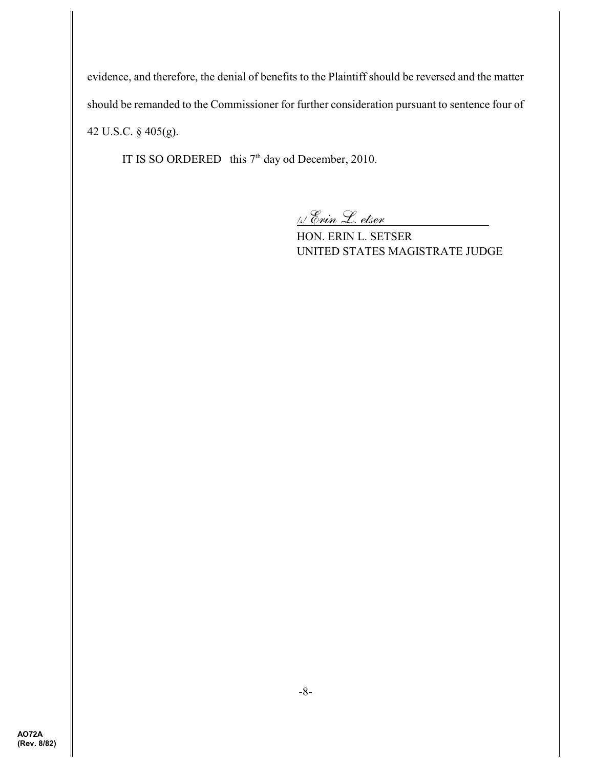evidence, and therefore, the denial of benefits to the Plaintiff should be reversed and the matter should be remanded to the Commissioner for further consideration pursuant to sentence four of 42 U.S.C. § 405(g).

IT IS SO ORDERED this 7th day od December, 2010.

/s/ Erin L. etser

HON. ERIN L. SETSER
UNITED STATES MAGISTRATE JUDGE